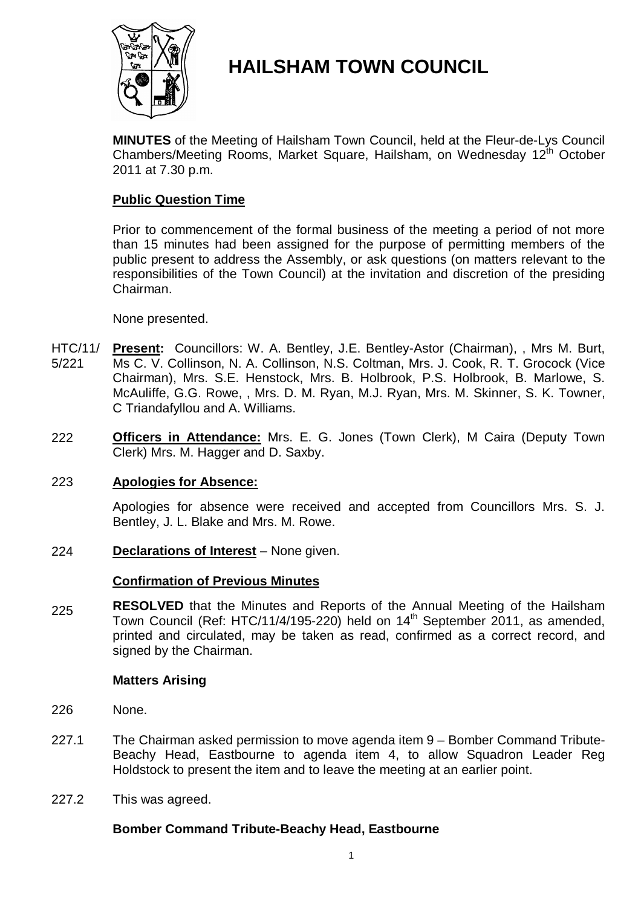# HAILSHAM TOWN COUNCIL

**MINUTES** of the Meeting of Hailsham Town Council, held at the Fleur-de-Lys Council Chambers/Meeting Rooms, Market Square, Hailsham, on Wednesday 12th October 2011 at 7.30 p.m.

## Public Question Time

Prior to commencement of the formal business of the meeting a period of not more than 15 minutes had been assigned for the purpose of permitting members of the public present to address the Assembly, or ask questions (on matters relevant to the responsibilities of the Town Council) at the invitation and discretion of the presiding Chairman.

None presented.

HTC/11/5/221 **Present:** Councillors: W. A. Bentley, J.E. Bentley-Astor (Chairman), , Mrs M. Burt, Ms C. V. Collinson, N. A. Collinson, N.S. Coltman, Mrs. J. Cook, R. T. Grocock (Vice Chairman), Mrs. S.E. Henstock, Mrs. B. Holbrook, P.S. Holbrook, B. Marlowe, S. McAuliffe, G.G. Rowe, , Mrs. D. M. Ryan, M.J. Ryan, Mrs. M. Skinner, S. K. Towner, C Triandafyllou and A. Williams.

222 **Officers in Attendance:** Mrs. E. G. Jones (Town Clerk), M Caira (Deputy Town Clerk) Mrs. M. Hagger and D. Saxby.

223 **Apologies for Absence:**

Apologies for absence were received and accepted from Councillors Mrs. S. J. Bentley, J. L. Blake and Mrs. M. Rowe.

224 **Declarations of Interest** – None given.

## Confirmation of Previous Minutes

225 **RESOLVED** that the Minutes and Reports of the Annual Meeting of the Hailsham Town Council (Ref: HTC/11/4/195-220) held on 14th September 2011, as amended, printed and circulated, may be taken as read, confirmed as a correct record, and signed by the Chairman.

## Matters Arising

226 None.

227.1 The Chairman asked permission to move agenda item 9 – Bomber Command Tribute-Beachy Head, Eastbourne to agenda item 4, to allow Squadron Leader Reg Holdstock to present the item and to leave the meeting at an earlier point.

227.2 This was agreed.

## Bomber Command Tribute-Beachy Head, Eastbourne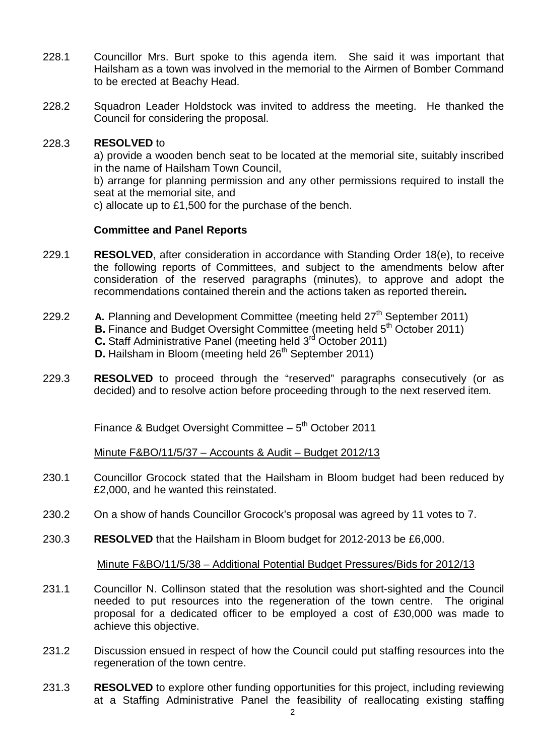228.1 Councillor Mrs. Burt spoke to this agenda item. She said it was important that Hailsham as a town was involved in the memorial to the Airmen of Bomber Command to be erected at Beachy Head.

228.2 Squadron Leader Holdstock was invited to address the meeting. He thanked the Council for considering the proposal.

228.3 **RESOLVED** to
a) provide a wooden bench seat to be located at the memorial site, suitably inscribed in the name of Hailsham Town Council,
b) arrange for planning permission and any other permissions required to install the seat at the memorial site, and
c) allocate up to £1,500 for the purchase of the bench.

**Committee and Panel Reports**

229.1 **RESOLVED**, after consideration in accordance with Standing Order 18(e), to receive the following reports of Committees, and subject to the amendments below after consideration of the reserved paragraphs (minutes), to approve and adopt the recommendations contained therein and the actions taken as reported therein**.**

229.2 **A.** Planning and Development Committee (meeting held 27th September 2011)
**B.** Finance and Budget Oversight Committee (meeting held 5th October 2011)
**C.** Staff Administrative Panel (meeting held 3rd October 2011)
**D.** Hailsham in Bloom (meeting held 26th September 2011)

229.3 **RESOLVED** to proceed through the "reserved" paragraphs consecutively (or as decided) and to resolve action before proceeding through to the next reserved item.

Finance & Budget Oversight Committee – 5th October 2011

Minute F&BO/11/5/37 – Accounts & Audit – Budget 2012/13

230.1 Councillor Grocock stated that the Hailsham in Bloom budget had been reduced by £2,000, and he wanted this reinstated.

230.2 On a show of hands Councillor Grocock's proposal was agreed by 11 votes to 7.

230.3 **RESOLVED** that the Hailsham in Bloom budget for 2012-2013 be £6,000.

Minute F&BO/11/5/38 – Additional Potential Budget Pressures/Bids for 2012/13

231.1 Councillor N. Collinson stated that the resolution was short-sighted and the Council needed to put resources into the regeneration of the town centre. The original proposal for a dedicated officer to be employed a cost of £30,000 was made to achieve this objective.

231.2 Discussion ensued in respect of how the Council could put staffing resources into the regeneration of the town centre.

231.3 **RESOLVED** to explore other funding opportunities for this project, including reviewing at a Staffing Administrative Panel the feasibility of reallocating existing staffing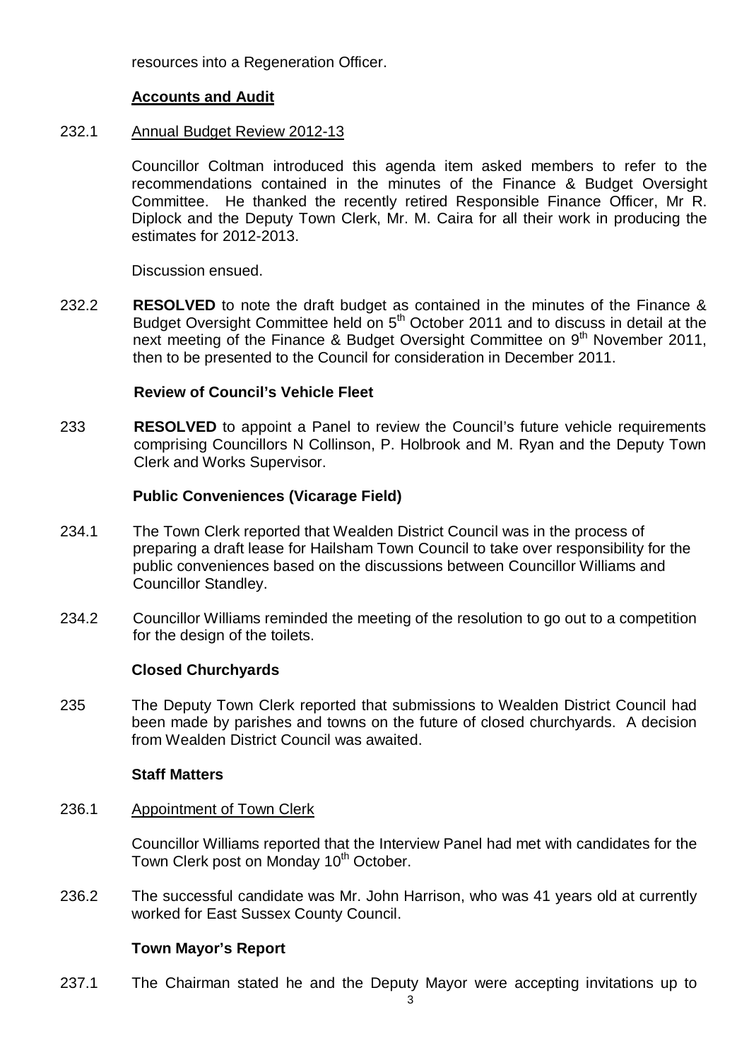resources into a Regeneration Officer.

**Accounts and Audit**

232.1 Annual Budget Review 2012-13

Councillor Coltman introduced this agenda item asked members to refer to the recommendations contained in the minutes of the Finance & Budget Oversight Committee. He thanked the recently retired Responsible Finance Officer, Mr R. Diplock and the Deputy Town Clerk, Mr. M. Caira for all their work in producing the estimates for 2012-2013.

Discussion ensued.

232.2 **RESOLVED** to note the draft budget as contained in the minutes of the Finance & Budget Oversight Committee held on 5th October 2011 and to discuss in detail at the next meeting of the Finance & Budget Oversight Committee on 9th November 2011, then to be presented to the Council for consideration in December 2011.

**Review of Council's Vehicle Fleet**

233 **RESOLVED** to appoint a Panel to review the Council's future vehicle requirements comprising Councillors N Collinson, P. Holbrook and M. Ryan and the Deputy Town Clerk and Works Supervisor.

**Public Conveniences (Vicarage Field)**

234.1 The Town Clerk reported that Wealden District Council was in the process of preparing a draft lease for Hailsham Town Council to take over responsibility for the public conveniences based on the discussions between Councillor Williams and Councillor Standley.

234.2 Councillor Williams reminded the meeting of the resolution to go out to a competition for the design of the toilets.

**Closed Churchyards**

235 The Deputy Town Clerk reported that submissions to Wealden District Council had been made by parishes and towns on the future of closed churchyards. A decision from Wealden District Council was awaited.

**Staff Matters**

236.1 Appointment of Town Clerk

Councillor Williams reported that the Interview Panel had met with candidates for the Town Clerk post on Monday 10th October.

236.2 The successful candidate was Mr. John Harrison, who was 41 years old at currently worked for East Sussex County Council.

**Town Mayor's Report**

237.1 The Chairman stated he and the Deputy Mayor were accepting invitations up to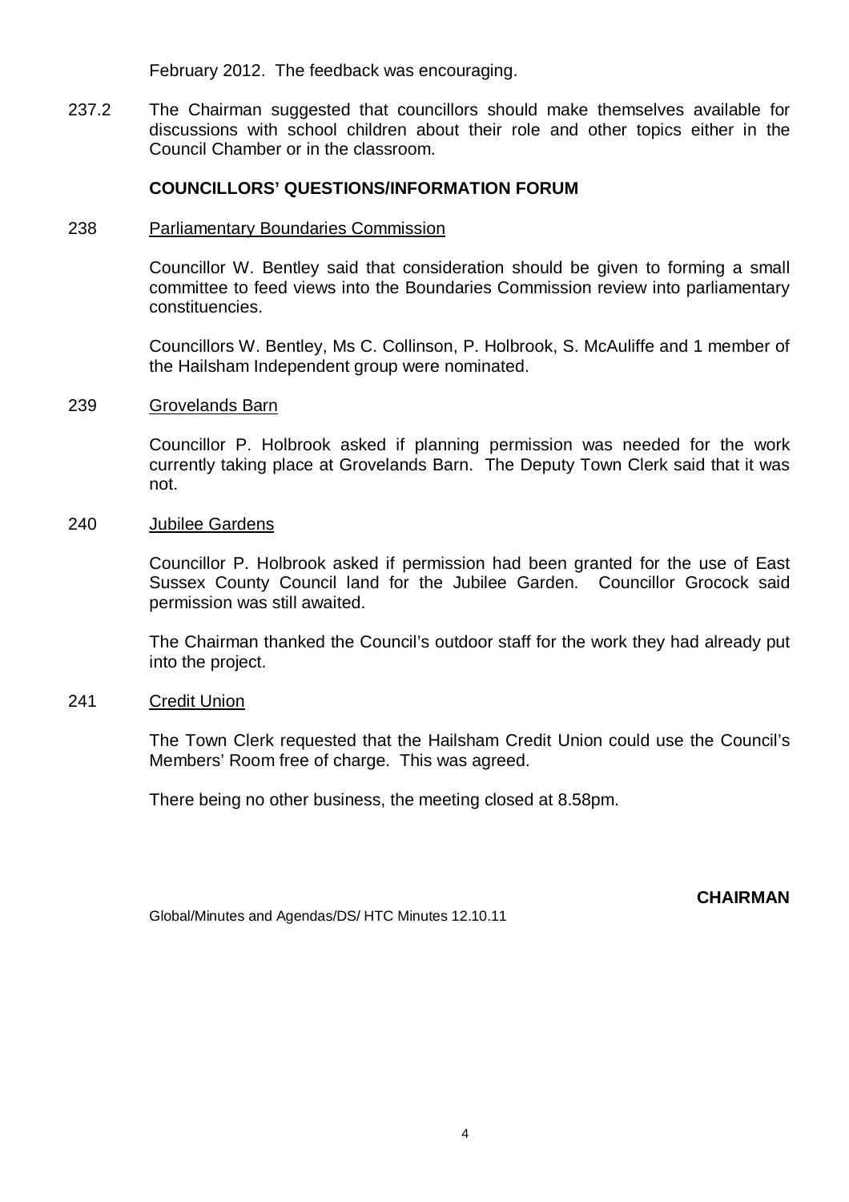February 2012. The feedback was encouraging.

237.2 The Chairman suggested that councillors should make themselves available for discussions with school children about their role and other topics either in the Council Chamber or in the classroom.

## COUNCILLORS' QUESTIONS/INFORMATION FORUM

238 Parliamentary Boundaries Commission

Councillor W. Bentley said that consideration should be given to forming a small committee to feed views into the Boundaries Commission review into parliamentary constituencies.

Councillors W. Bentley, Ms C. Collinson, P. Holbrook, S. McAuliffe and 1 member of the Hailsham Independent group were nominated.

239 Grovelands Barn

Councillor P. Holbrook asked if planning permission was needed for the work currently taking place at Grovelands Barn. The Deputy Town Clerk said that it was not.

240 Jubilee Gardens

Councillor P. Holbrook asked if permission had been granted for the use of East Sussex County Council land for the Jubilee Garden. Councillor Grocock said permission was still awaited.

The Chairman thanked the Council's outdoor staff for the work they had already put into the project.

241 Credit Union

The Town Clerk requested that the Hailsham Credit Union could use the Council's Members' Room free of charge. This was agreed.

There being no other business, the meeting closed at 8.58pm.

**CHAIRMAN**

Global/Minutes and Agendas/DS/ HTC Minutes 12.10.11